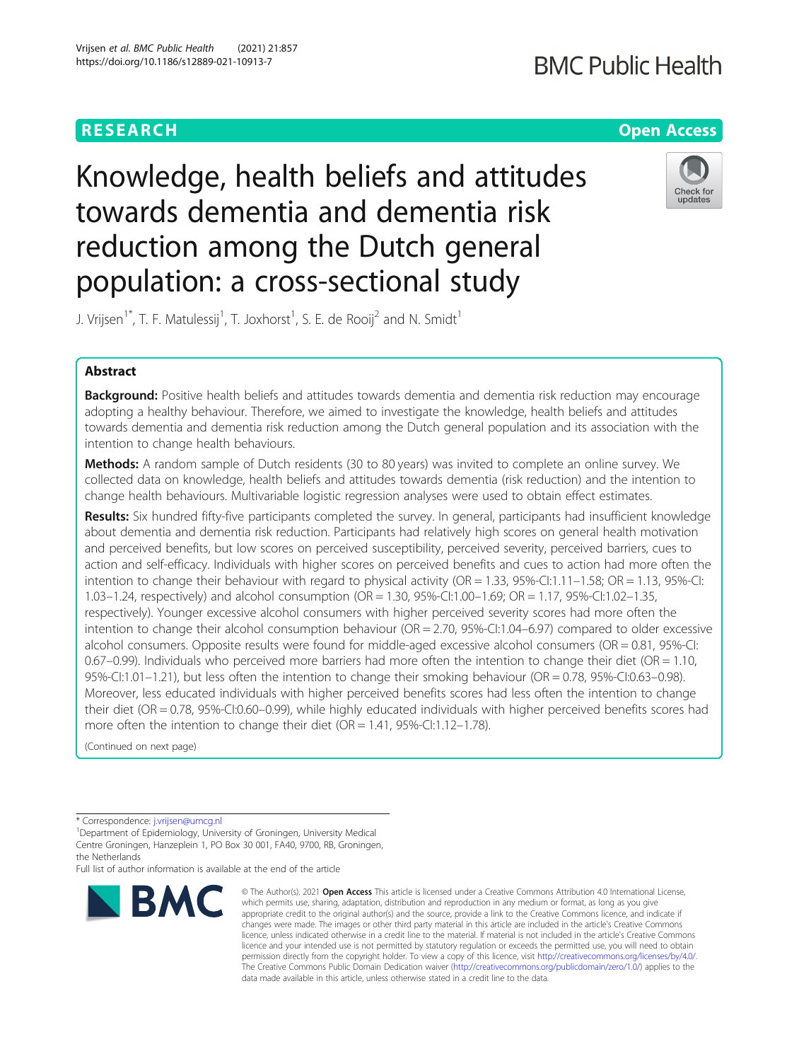**RESEARCH** **Open Access**

# Knowledge, health beliefs and attitudes towards dementia and dementia risk reduction among the Dutch general population: a cross-sectional study

J. Vrijsen[1*], T. F. Matulessij[1], T. Joxhorst[1], S. E. de Rooij[2] and N. Smidt[1]

## Abstract

**Background:** Positive health beliefs and attitudes towards dementia and dementia risk reduction may encourage adopting a healthy behaviour. Therefore, we aimed to investigate the knowledge, health beliefs and attitudes towards dementia and dementia risk reduction among the Dutch general population and its association with the intention to change health behaviours.

**Methods:** A random sample of Dutch residents (30 to 80 years) was invited to complete an online survey. We collected data on knowledge, health beliefs and attitudes towards dementia (risk reduction) and the intention to change health behaviours. Multivariable logistic regression analyses were used to obtain effect estimates.

**Results:** Six hundred fifty-five participants completed the survey. In general, participants had insufficient knowledge about dementia and dementia risk reduction. Participants had relatively high scores on general health motivation and perceived benefits, but low scores on perceived susceptibility, perceived severity, perceived barriers, cues to action and self-efficacy. Individuals with higher scores on perceived benefits and cues to action had more often the intention to change their behaviour with regard to physical activity (OR = 1.33, 95%-CI:1.11–1.58; OR = 1.13, 95%-CI: 1.03–1.24, respectively) and alcohol consumption (OR = 1.30, 95%-CI:1.00–1.69; OR = 1.17, 95%-CI:1.02–1.35, respectively). Younger excessive alcohol consumers with higher perceived severity scores had more often the intention to change their alcohol consumption behaviour (OR = 2.70, 95%-CI:1.04–6.97) compared to older excessive alcohol consumers. Opposite results were found for middle-aged excessive alcohol consumers (OR = 0.81, 95%-CI: 0.67–0.99). Individuals who perceived more barriers had more often the intention to change their diet (OR = 1.10, 95%-CI:1.01–1.21), but less often the intention to change their smoking behaviour (OR = 0.78, 95%-CI:0.63–0.98). Moreover, less educated individuals with higher perceived benefits scores had less often the intention to change their diet (OR = 0.78, 95%-CI:0.60–0.99), while highly educated individuals with higher perceived benefits scores had more often the intention to change their diet (OR = 1.41, 95%-CI:1.12–1.78).

(Continued on next page)

\* Correspondence: j.vrijsen@umcg.nl
[1]Department of Epidemiology, University of Groningen, University Medical Centre Groningen, Hanzeplein 1, PO Box 30 001, FA40, 9700, RB, Groningen, the Netherlands
Full list of author information is available at the end of the article

© The Author(s). 2021 **Open Access** This article is licensed under a Creative Commons Attribution 4.0 International License, which permits use, sharing, adaptation, distribution and reproduction in any medium or format, as long as you give appropriate credit to the original author(s) and the source, provide a link to the Creative Commons licence, and indicate if changes were made. The images or other third party material in this article are included in the article's Creative Commons licence, unless indicated otherwise in a credit line to the material. If material is not included in the article's Creative Commons licence and your intended use is not permitted by statutory regulation or exceeds the permitted use, you will need to obtain permission directly from the copyright holder. To view a copy of this licence, visit http://creativecommons.org/licenses/by/4.0/. The Creative Commons Public Domain Dedication waiver (http://creativecommons.org/publicdomain/zero/1.0/) applies to the data made available in this article, unless otherwise stated in a credit line to the data.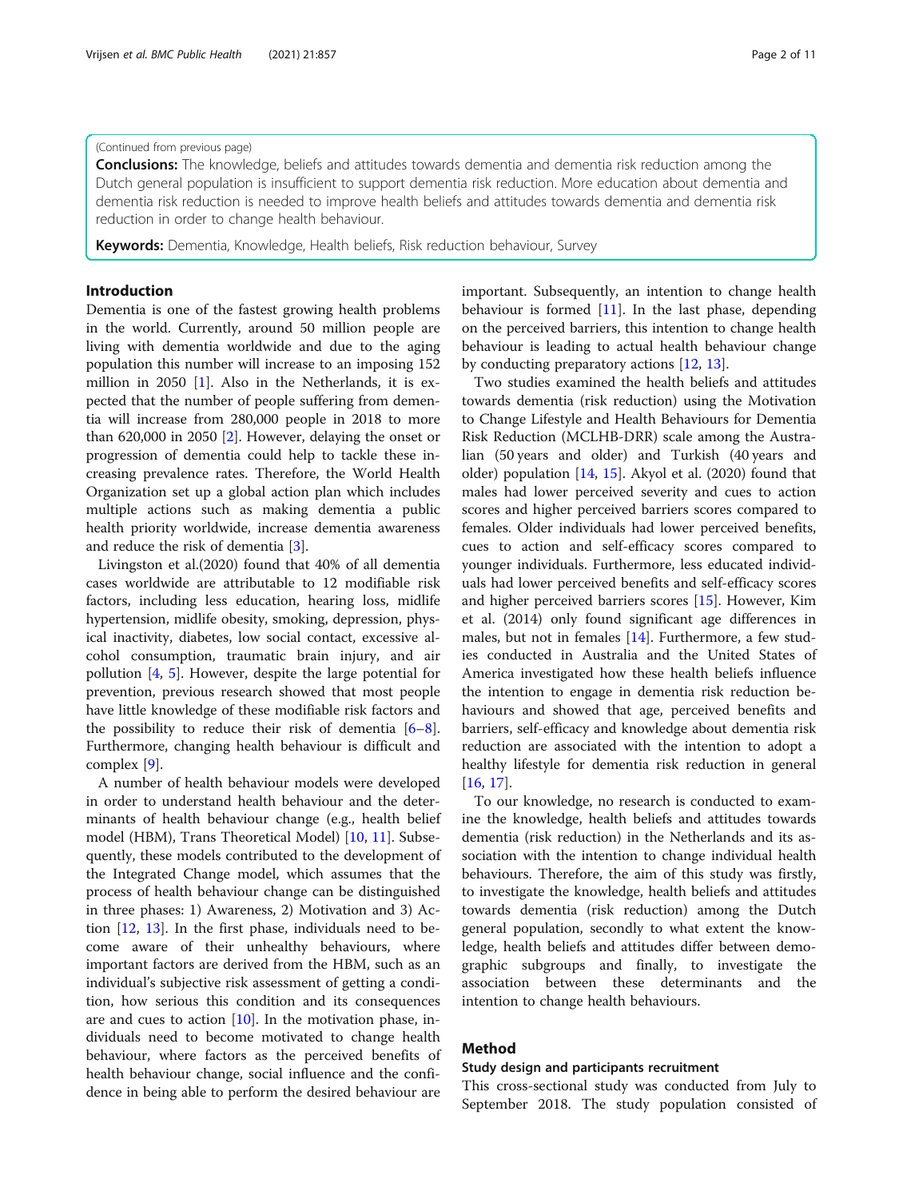(Continued from previous page)

**Conclusions:** The knowledge, beliefs and attitudes towards dementia and dementia risk reduction among the Dutch general population is insufficient to support dementia risk reduction. More education about dementia and dementia risk reduction is needed to improve health beliefs and attitudes towards dementia and dementia risk reduction in order to change health behaviour.

**Keywords:** Dementia, Knowledge, Health beliefs, Risk reduction behaviour, Survey

## Introduction

Dementia is one of the fastest growing health problems in the world. Currently, around 50 million people are living with dementia worldwide and due to the aging population this number will increase to an imposing 152 million in 2050 [1]. Also in the Netherlands, it is expected that the number of people suffering from dementia will increase from 280,000 people in 2018 to more than 620,000 in 2050 [2]. However, delaying the onset or progression of dementia could help to tackle these increasing prevalence rates. Therefore, the World Health Organization set up a global action plan which includes multiple actions such as making dementia a public health priority worldwide, increase dementia awareness and reduce the risk of dementia [3].

Livingston et al.(2020) found that 40% of all dementia cases worldwide are attributable to 12 modifiable risk factors, including less education, hearing loss, midlife hypertension, midlife obesity, smoking, depression, physical inactivity, diabetes, low social contact, excessive alcohol consumption, traumatic brain injury, and air pollution [4, 5]. However, despite the large potential for prevention, previous research showed that most people have little knowledge of these modifiable risk factors and the possibility to reduce their risk of dementia [6–8]. Furthermore, changing health behaviour is difficult and complex [9].

A number of health behaviour models were developed in order to understand health behaviour and the determinants of health behaviour change (e.g., health belief model (HBM), Trans Theoretical Model) [10, 11]. Subsequently, these models contributed to the development of the Integrated Change model, which assumes that the process of health behaviour change can be distinguished in three phases: 1) Awareness, 2) Motivation and 3) Action [12, 13]. In the first phase, individuals need to become aware of their unhealthy behaviours, where important factors are derived from the HBM, such as an individual's subjective risk assessment of getting a condition, how serious this condition and its consequences are and cues to action [10]. In the motivation phase, individuals need to become motivated to change health behaviour, where factors as the perceived benefits of health behaviour change, social influence and the confidence in being able to perform the desired behaviour are important. Subsequently, an intention to change health behaviour is formed [11]. In the last phase, depending on the perceived barriers, this intention to change health behaviour is leading to actual health behaviour change by conducting preparatory actions [12, 13].

Two studies examined the health beliefs and attitudes towards dementia (risk reduction) using the Motivation to Change Lifestyle and Health Behaviours for Dementia Risk Reduction (MCLHB-DRR) scale among the Australian (50 years and older) and Turkish (40 years and older) population [14, 15]. Akyol et al. (2020) found that males had lower perceived severity and cues to action scores and higher perceived barriers scores compared to females. Older individuals had lower perceived benefits, cues to action and self-efficacy scores compared to younger individuals. Furthermore, less educated individuals had lower perceived benefits and self-efficacy scores and higher perceived barriers scores [15]. However, Kim et al. (2014) only found significant age differences in males, but not in females [14]. Furthermore, a few studies conducted in Australia and the United States of America investigated how these health beliefs influence the intention to engage in dementia risk reduction behaviours and showed that age, perceived benefits and barriers, self-efficacy and knowledge about dementia risk reduction are associated with the intention to adopt a healthy lifestyle for dementia risk reduction in general [16, 17].

To our knowledge, no research is conducted to examine the knowledge, health beliefs and attitudes towards dementia (risk reduction) in the Netherlands and its association with the intention to change individual health behaviours. Therefore, the aim of this study was firstly, to investigate the knowledge, health beliefs and attitudes towards dementia (risk reduction) among the Dutch general population, secondly to what extent the knowledge, health beliefs and attitudes differ between demographic subgroups and finally, to investigate the association between these determinants and the intention to change health behaviours.

## Method

### Study design and participants recruitment

This cross-sectional study was conducted from July to September 2018. The study population consisted of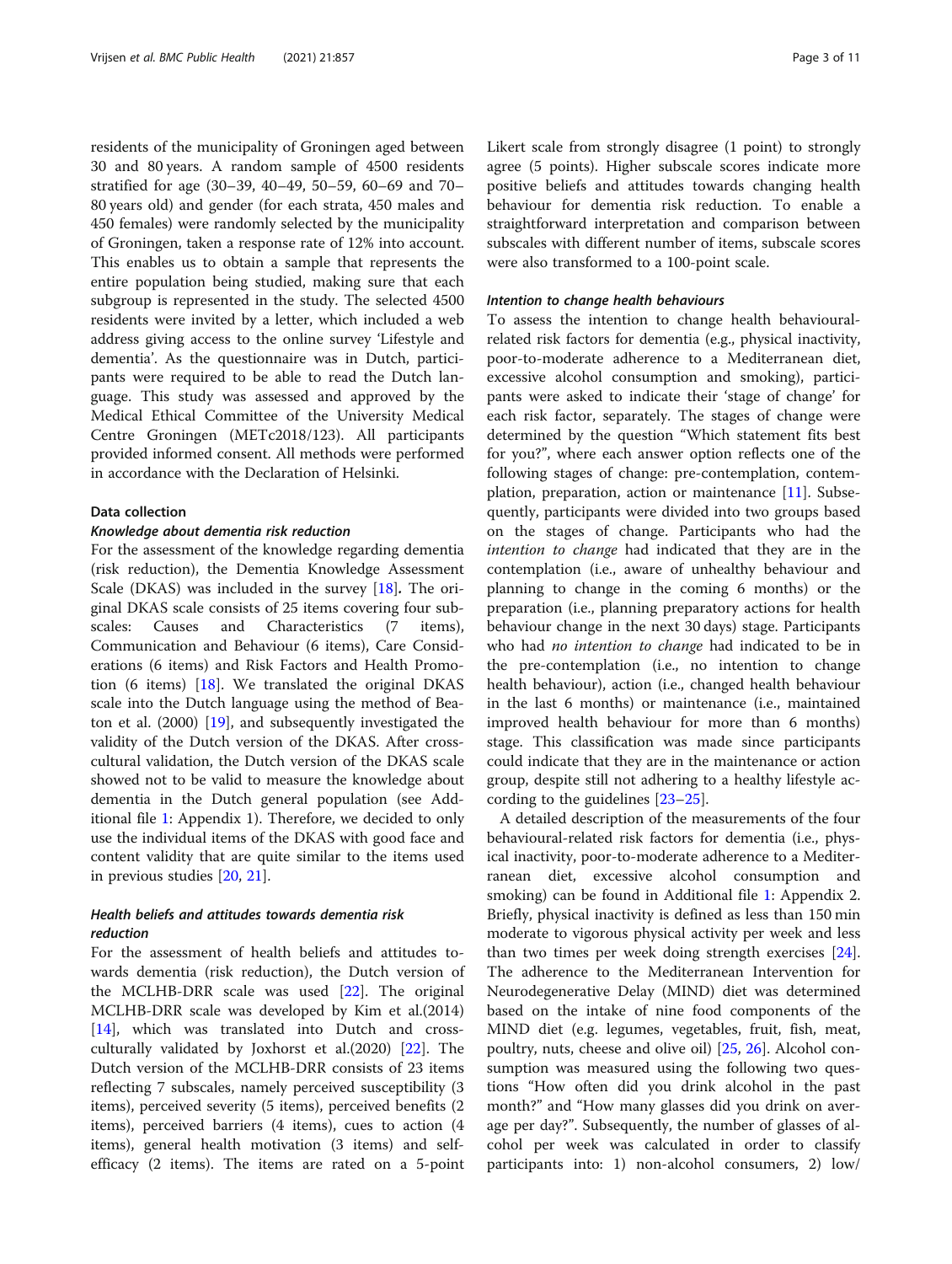residents of the municipality of Groningen aged between 30 and 80 years. A random sample of 4500 residents stratified for age (30–39, 40–49, 50–59, 60–69 and 70–80 years old) and gender (for each strata, 450 males and 450 females) were randomly selected by the municipality of Groningen, taken a response rate of 12% into account. This enables us to obtain a sample that represents the entire population being studied, making sure that each subgroup is represented in the study. The selected 4500 residents were invited by a letter, which included a web address giving access to the online survey 'Lifestyle and dementia'. As the questionnaire was in Dutch, participants were required to be able to read the Dutch language. This study was assessed and approved by the Medical Ethical Committee of the University Medical Centre Groningen (METc2018/123). All participants provided informed consent. All methods were performed in accordance with the Declaration of Helsinki.

### Data collection

#### *Knowledge about dementia risk reduction*

For the assessment of the knowledge regarding dementia (risk reduction), the Dementia Knowledge Assessment Scale (DKAS) was included in the survey [18]. The original DKAS scale consists of 25 items covering four subscales: Causes and Characteristics (7 items), Communication and Behaviour (6 items), Care Considerations (6 items) and Risk Factors and Health Promotion (6 items) [18]. We translated the original DKAS scale into the Dutch language using the method of Beaton et al. (2000) [19], and subsequently investigated the validity of the Dutch version of the DKAS. After cross-cultural validation, the Dutch version of the DKAS scale showed not to be valid to measure the knowledge about dementia in the Dutch general population (see Additional file 1: Appendix 1). Therefore, we decided to only use the individual items of the DKAS with good face and content validity that are quite similar to the items used in previous studies [20, 21].

#### *Health beliefs and attitudes towards dementia risk reduction*

For the assessment of health beliefs and attitudes towards dementia (risk reduction), the Dutch version of the MCLHB-DRR scale was used [22]. The original MCLHB-DRR scale was developed by Kim et al.(2014) [14], which was translated into Dutch and cross-culturally validated by Joxhorst et al.(2020) [22]. The Dutch version of the MCLHB-DRR consists of 23 items reflecting 7 subscales, namely perceived susceptibility (3 items), perceived severity (5 items), perceived benefits (2 items), perceived barriers (4 items), cues to action (4 items), general health motivation (3 items) and self-efficacy (2 items). The items are rated on a 5-point Likert scale from strongly disagree (1 point) to strongly agree (5 points). Higher subscale scores indicate more positive beliefs and attitudes towards changing health behaviour for dementia risk reduction. To enable a straightforward interpretation and comparison between subscales with different number of items, subscale scores were also transformed to a 100-point scale.

#### *Intention to change health behaviours*

To assess the intention to change health behavioural-related risk factors for dementia (e.g., physical inactivity, poor-to-moderate adherence to a Mediterranean diet, excessive alcohol consumption and smoking), participants were asked to indicate their 'stage of change' for each risk factor, separately. The stages of change were determined by the question "Which statement fits best for you?", where each answer option reflects one of the following stages of change: pre-contemplation, contemplation, preparation, action or maintenance [11]. Subsequently, participants were divided into two groups based on the stages of change. Participants who had the *intention to change* had indicated that they are in the contemplation (i.e., aware of unhealthy behaviour and planning to change in the coming 6 months) or the preparation (i.e., planning preparatory actions for health behaviour change in the next 30 days) stage. Participants who had *no intention to change* had indicated to be in the pre-contemplation (i.e., no intention to change health behaviour), action (i.e., changed health behaviour in the last 6 months) or maintenance (i.e., maintained improved health behaviour for more than 6 months) stage. This classification was made since participants could indicate that they are in the maintenance or action group, despite still not adhering to a healthy lifestyle according to the guidelines [23–25].

A detailed description of the measurements of the four behavioural-related risk factors for dementia (i.e., physical inactivity, poor-to-moderate adherence to a Mediterranean diet, excessive alcohol consumption and smoking) can be found in Additional file 1: Appendix 2. Briefly, physical inactivity is defined as less than 150 min moderate to vigorous physical activity per week and less than two times per week doing strength exercises [24]. The adherence to the Mediterranean Intervention for Neurodegenerative Delay (MIND) diet was determined based on the intake of nine food components of the MIND diet (e.g. legumes, vegetables, fruit, fish, meat, poultry, nuts, cheese and olive oil) [25, 26]. Alcohol consumption was measured using the following two questions "How often did you drink alcohol in the past month?" and "How many glasses did you drink on average per day?". Subsequently, the number of glasses of alcohol per week was calculated in order to classify participants into: 1) non-alcohol consumers, 2) low/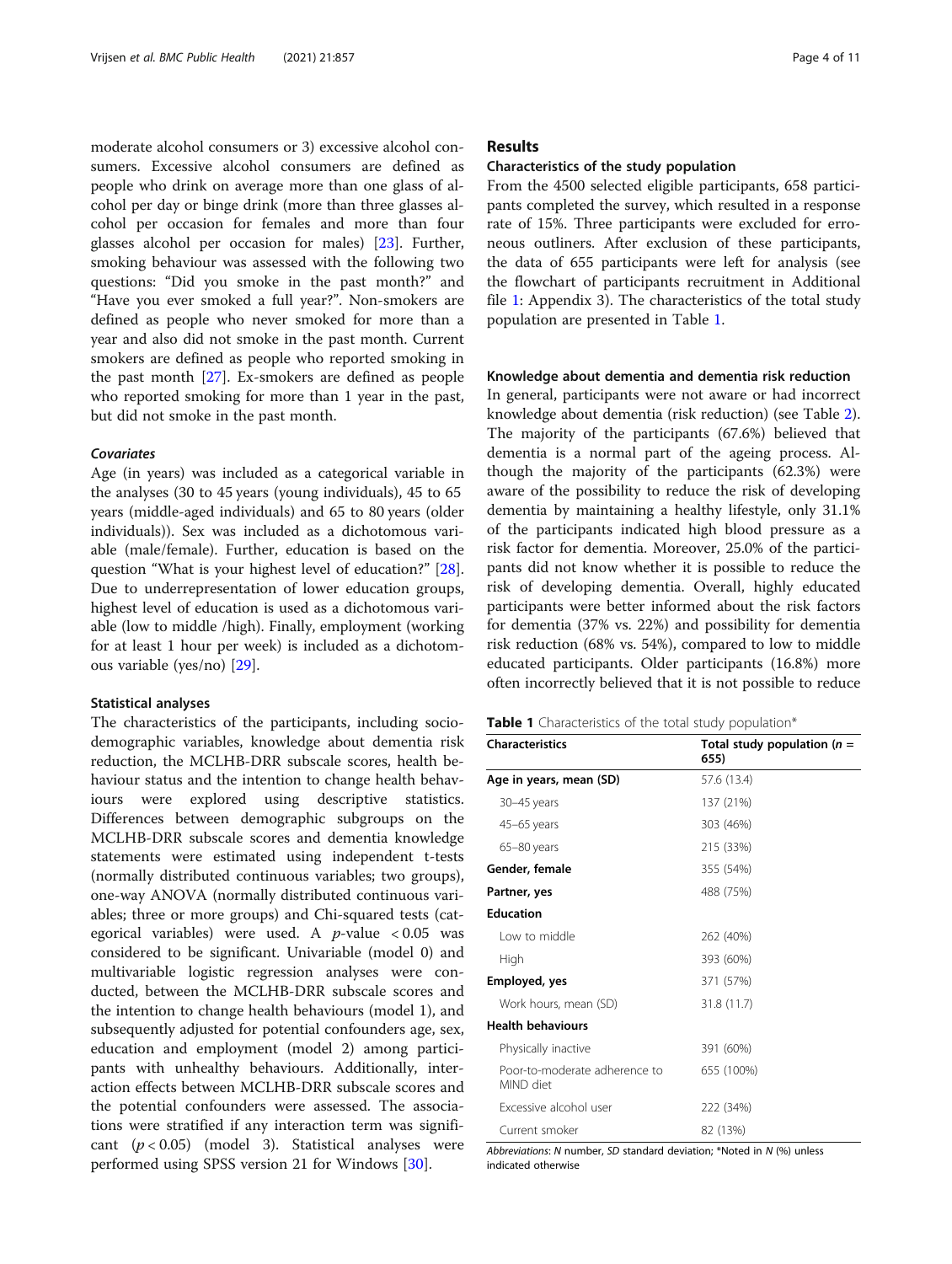moderate alcohol consumers or 3) excessive alcohol consumers. Excessive alcohol consumers are defined as people who drink on average more than one glass of alcohol per day or binge drink (more than three glasses alcohol per occasion for females and more than four glasses alcohol per occasion for males) [23]. Further, smoking behaviour was assessed with the following two questions: "Did you smoke in the past month?" and "Have you ever smoked a full year?". Non-smokers are defined as people who never smoked for more than a year and also did not smoke in the past month. Current smokers are defined as people who reported smoking in the past month [27]. Ex-smokers are defined as people who reported smoking for more than 1 year in the past, but did not smoke in the past month.

#### *Covariates*

Age (in years) was included as a categorical variable in the analyses (30 to 45 years (young individuals), 45 to 65 years (middle-aged individuals) and 65 to 80 years (older individuals)). Sex was included as a dichotomous variable (male/female). Further, education is based on the question "What is your highest level of education?" [28]. Due to underrepresentation of lower education groups, highest level of education is used as a dichotomous variable (low to middle /high). Finally, employment (working for at least 1 hour per week) is included as a dichotomous variable (yes/no) [29].

### Statistical analyses

The characteristics of the participants, including sociodemographic variables, knowledge about dementia risk reduction, the MCLHB-DRR subscale scores, health behaviour status and the intention to change health behaviours were explored using descriptive statistics. Differences between demographic subgroups on the MCLHB-DRR subscale scores and dementia knowledge statements were estimated using independent t-tests (normally distributed continuous variables; two groups), one-way ANOVA (normally distributed continuous variables; three or more groups) and Chi-squared tests (categorical variables) were used. A $p$-value $< 0.05$ was considered to be significant. Univariable (model 0) and multivariable logistic regression analyses were conducted, between the MCLHB-DRR subscale scores and the intention to change health behaviours (model 1), and subsequently adjusted for potential confounders age, sex, education and employment (model 2) among participants with unhealthy behaviours. Additionally, interaction effects between MCLHB-DRR subscale scores and the potential confounders were assessed. The associations were stratified if any interaction term was significant ($p < 0.05$) (model 3). Statistical analyses were performed using SPSS version 21 for Windows [30].

## Results

### Characteristics of the study population

From the 4500 selected eligible participants, 658 participants completed the survey, which resulted in a response rate of 15%. Three participants were excluded for erroneous outliners. After exclusion of these participants, the data of 655 participants were left for analysis (see the flowchart of participants recruitment in Additional file 1: Appendix 3). The characteristics of the total study population are presented in Table 1.

### Knowledge about dementia and dementia risk reduction

In general, participants were not aware or had incorrect knowledge about dementia (risk reduction) (see Table 2). The majority of the participants (67.6%) believed that dementia is a normal part of the ageing process. Although the majority of the participants (62.3%) were aware of the possibility to reduce the risk of developing dementia by maintaining a healthy lifestyle, only 31.1% of the participants indicated high blood pressure as a risk factor for dementia. Moreover, 25.0% of the participants did not know whether it is possible to reduce the risk of developing dementia. Overall, highly educated participants were better informed about the risk factors for dementia (37% vs. 22%) and possibility for dementia risk reduction (68% vs. 54%), compared to low to middle educated participants. Older participants (16.8%) more often incorrectly believed that it is not possible to reduce

**Table 1** Characteristics of the total study population*

| Characteristics | Total study population ($n$ = 655) |
|---|---|
| **Age in years, mean (SD)** | 57.6 (13.4) |
| 30–45 years | 137 (21%) |
| 45–65 years | 303 (46%) |
| 65–80 years | 215 (33%) |
| **Gender, female** | 355 (54%) |
| **Partner, yes** | 488 (75%) |
| **Education** | |
| Low to middle | 262 (40%) |
| High | 393 (60%) |
| **Employed, yes** | 371 (57%) |
| Work hours, mean (SD) | 31.8 (11.7) |
| **Health behaviours** | |
| Physically inactive | 391 (60%) |
| Poor-to-moderate adherence to MIND diet | 655 (100%) |
| Excessive alcohol user | 222 (34%) |
| Current smoker | 82 (13%) |

*Abbreviations*: *N* number, *SD* standard deviation; *Noted in *N* (%) unless indicated otherwise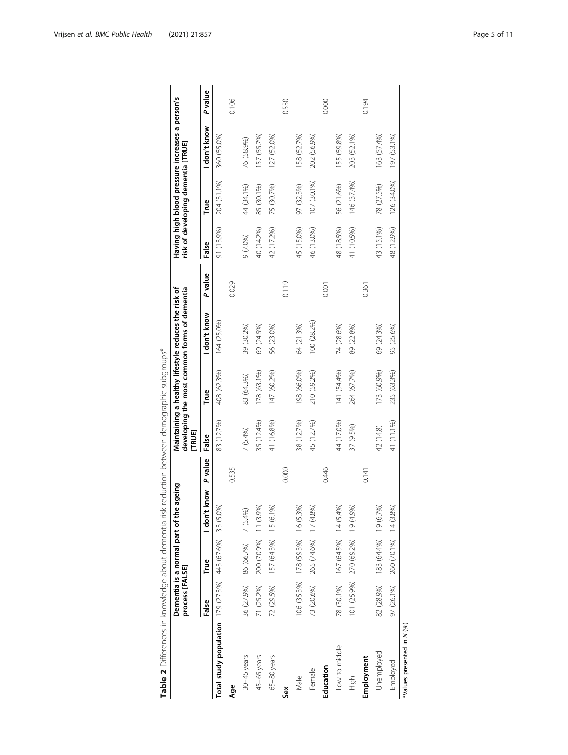**Table 2** Differences in knowledge about dementia risk reduction between demographic subgroups*

| | Dementia is a normal part of the ageing process [FALSE] | | | | Maintaining a healthy lifestyle reduces the risk of developing the most common forms of dementia [TRUE] | | | | Having high blood pressure increases a person's risk of developing dementia [TRUE] | | | |
|---|---|---|---|---|---|---|---|---|---|---|---|---|
| | False | True | I don't know | *P* value | False | True | I don't know | *P* value | False | True | I don't know | *P* value |
| **Total study population** | 179 (27.3%) | 443 (67.6%) | 33 (5.0%) | | 83 (12.7%) | 408 (62.3%) | 164 (25.0%) | | 91 (13.9%) | 204 (31.1%) | 360 (55.0%) | |
| **Age** | | | | 0.535 | | | | 0.029 | | | | 0.106 |
| 30–45 years | 36 (27.9%) | 86 (66.7%) | 7 (5.4%) | | 7 (5.4%) | 83 (64.3%) | 39 (30.2%) | | 9 (7.0%) | 44 (34.1%) | 76 (58.9%) | |
| 45–65 years | 71 (25.2%) | 200 (70.9%) | 11 (3.9%) | | 35 (12.4%) | 178 (63.1%) | 69 (24.5%) | | 40 (14.2%) | 85 (30.1%) | 157 (55.7%) | |
| 65–80 years | 72 (29.5%) | 157 (64.3%) | 15 (6.1%) | | 41 (16.8%) | 147 (60.2%) | 56 (23.0%) | | 42 (17.2%) | 75 (30.7%) | 127 (52.0%) | |
| **Sex** | | | | 0.000 | | | | 0.119 | | | | 0.530 |
| Male | 106 (35.3%) | 178 (59.3%) | 16 (5.3%) | | 38 (12.7%) | 198 (66.0%) | 64 (21.3%) | | 45 (15.0%) | 97 (32.3%) | 158 (52.7%) | |
| Female | 73 (20.6%) | 265 (74.6%) | 17 (4.8%) | | 45 (12.7%) | 210 (59.2%) | 100 (28.2%) | | 46 (13.0%) | 107 (30.1%) | 202 (56.9%) | |
| **Education** | | | | 0.446 | | | | 0.001 | | | | 0.000 |
| Low to middle | 78 (30.1%) | 167 (64.5%) | 14 (5.4%) | | 44 (17.0%) | 141 (54.4%) | 74 (28.6%) | | 48 (18.5%) | 56 (21.6%) | 155 (59.8%) | |
| High | 101 (25.9%) | 270 (69.2%) | 19 (4.9%) | | 37 (9.5%) | 264 (67.7%) | 89 (22.8%) | | 41 (10.5%) | 146 (37.4%) | 203 (52.1%) | |
| **Employment** | | | | 0.141 | | | | 0.361 | | | | 0.194 |
| Unemployed | 82 (28.9%) | 183 (64.4%) | 19 (6.7%) | | 42 (14.8) | 173 (60.9%) | 69 (24.3%) | | 43 (15.1%) | 78 (27.5%) | 163 (57.4%) | |
| Employed | 97 (26.1%) | 260 (70.1%) | 14 (3.8%) | | 41 (11.1%) | 235 (63.3%) | 95 (25.6%) | | 48 (12.9%) | 126 (34.0%) | 197 (53.1%) | |

*Values presented in *N* (%)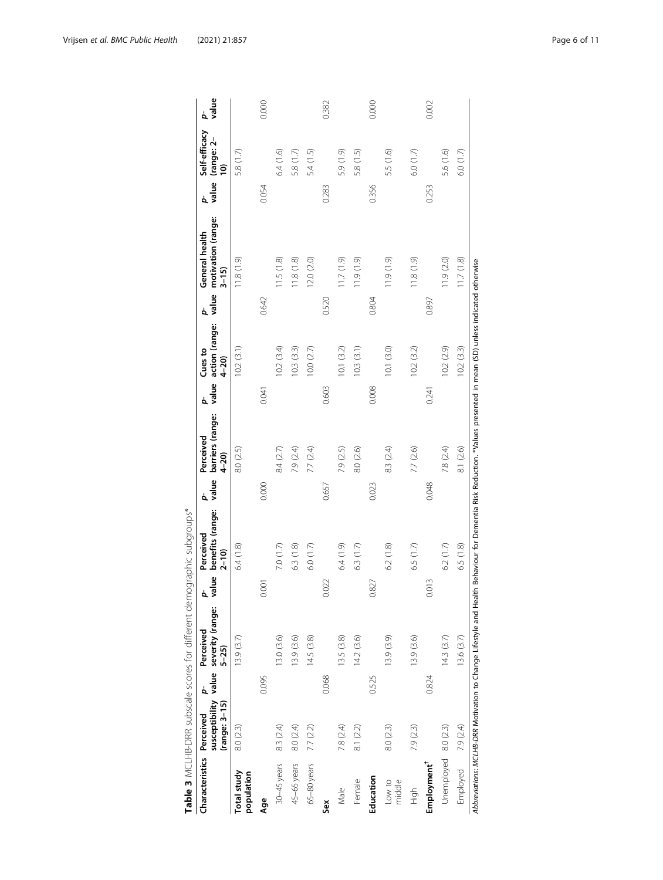**Table 3** MCLHB-DRR subscale scores for different demographic subgroups*

| Characteristics | Perceived susceptibility (range: 3–15) | p-value | Perceived severity (range: 5–25) | p-value | Perceived benefits (range: 2–10) | p-value | Perceived barriers (range: 4–20) | p-value | Cues to action (range: 4–20) | p-value | General health motivation (range: 3–15) | p-value | Self-efficacy (range: 2–10) | p-value |
|---|---|---|---|---|---|---|---|---|---|---|---|---|---|---|
| **Total study population** | 8.0 (2.3) | | 13.9 (3.7) | | 6.4 (1.8) | | 8.0 (2.5) | | 10.2 (3.1) | | 11.8 (1.9) | | 5.8 (1.7) | |
| **Age** | | 0.095 | | 0.001 | | 0.000 | | 0.041 | | 0.642 | | 0.054 | | 0.000 |
| 30–45 years | 8.3 (2.4) | | 13.0 (3.6) | | 7.0 (1.7) | | 8.4 (2.7) | | 10.2 (3.4) | | 11.5 (1.8) | | 6.4 (1.6) | |
| 45–65 years | 8.0 (2.4) | | 13.9 (3.6) | | 6.3 (1.8) | | 7.9 (2.4) | | 10.3 (3.3) | | 11.8 (1.8) | | 5.8 (1.7) | |
| 65–80 years | 7.7 (2.2) | | 14.5 (3.8) | | 6.0 (1.7) | | 7.7 (2.4) | | 10.0 (2.7) | | 12.0 (2.0) | | 5.4 (1.5) | |
| **Sex** | | 0.068 | | 0.022 | | 0.657 | | 0.603 | | 0.520 | | 0.283 | | 0.382 |
| Male | 7.8 (2.4) | | 13.5 (3.8) | | 6.4 (1.9) | | 7.9 (2.5) | | 10.1 (3.2) | | 11.7 (1.9) | | 5.9 (1.9) | |
| Female | 8.1 (2.2) | | 14.2 (3.6) | | 6.3 (1.7) | | 8.0 (2.6) | | 10.3 (3.1) | | 11.9 (1.9) | | 5.8 (1.5) | |
| **Education** | | 0.525 | | 0.827 | | 0.023 | | 0.008 | | 0.804 | | 0.356 | | 0.000 |
| Low to middle | 8.0 (2.3) | | 13.9 (3.9) | | 6.2 (1.8) | | 8.3 (2.4) | | 10.1 (3.0) | | 11.9 (1.9) | | 5.5 (1.6) | |
| High | 7.9 (2.3) | | 13.9 (3.6) | | 6.5 (1.7) | | 7.7 (2.6) | | 10.2 (3.2) | | 11.8 (1.9) | | 6.0 (1.7) | |
| **Employment**[†] | | 0.824 | | 0.013 | | 0.048 | | 0.241 | | 0.897 | | 0.253 | | 0.002 |
| Unemployed | 8.0 (2.3) | | 14.3 (3.7) | | 6.2 (1.7) | | 7.8 (2.4) | | 10.2 (2.9) | | 11.9 (2.0) | | 5.6 (1.6) | |
| Employed | 7.9 (2.4) | | 13.6 (3.7) | | 6.5 (1.8) | | 8.1 (2.6) | | 10.2 (3.3) | | 11.7 (1.8) | | 6.0 (1.7) | |

*Abbreviations*: *MCLHB-DRR* Motivation to Change Lifestyle and Health Behaviour for Dementia Risk Reduction. *Values presented in mean (SD) unless indicated otherwise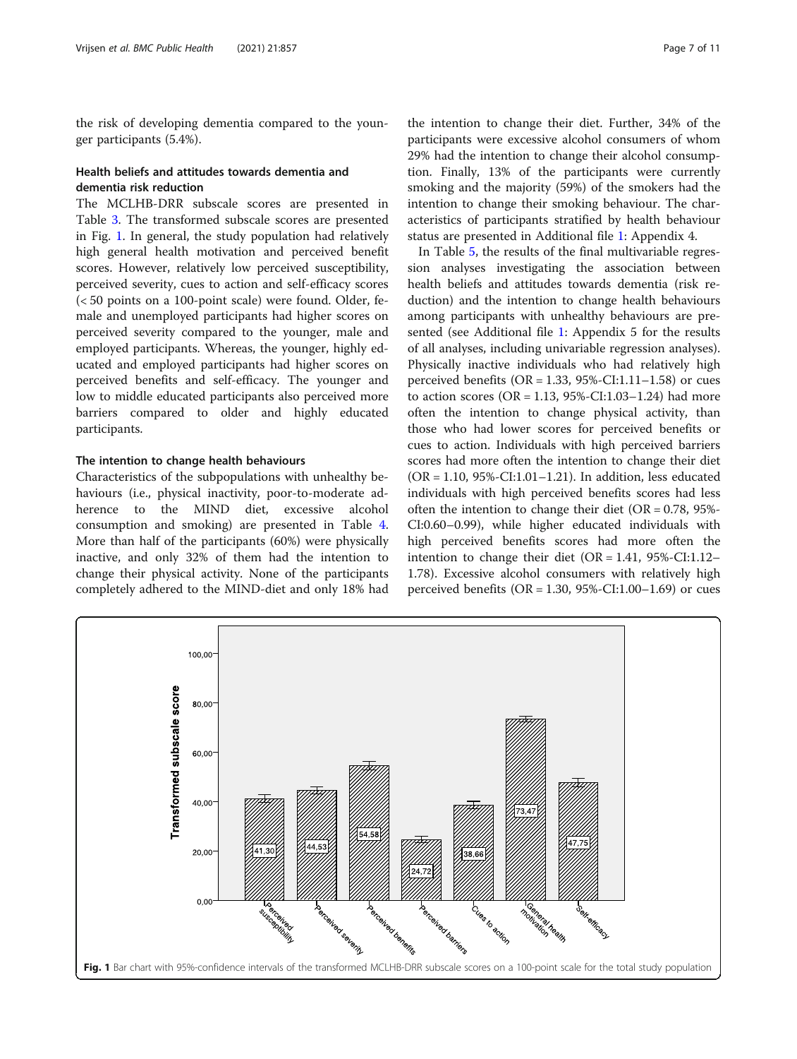the risk of developing dementia compared to the younger participants (5.4%).

## Health beliefs and attitudes towards dementia and dementia risk reduction

The MCLHB-DRR subscale scores are presented in Table 3. The transformed subscale scores are presented in Fig. 1. In general, the study population had relatively high general health motivation and perceived benefit scores. However, relatively low perceived susceptibility, perceived severity, cues to action and self-efficacy scores (< 50 points on a 100-point scale) were found. Older, female and unemployed participants had higher scores on perceived severity compared to the younger, male and employed participants. Whereas, the younger, highly educated and employed participants had higher scores on perceived benefits and self-efficacy. The younger and low to middle educated participants also perceived more barriers compared to older and highly educated participants.

## The intention to change health behaviours

Characteristics of the subpopulations with unhealthy behaviours (i.e., physical inactivity, poor-to-moderate adherence to the MIND diet, excessive alcohol consumption and smoking) are presented in Table 4. More than half of the participants (60%) were physically inactive, and only 32% of them had the intention to change their physical activity. None of the participants completely adhered to the MIND-diet and only 18% had the intention to change their diet. Further, 34% of the participants were excessive alcohol consumers of whom 29% had the intention to change their alcohol consumption. Finally, 13% of the participants were currently smoking and the majority (59%) of the smokers had the intention to change their smoking behaviour. The characteristics of participants stratified by health behaviour status are presented in Additional file 1: Appendix 4.

In Table 5, the results of the final multivariable regression analyses investigating the association between health beliefs and attitudes towards dementia (risk reduction) and the intention to change health behaviours among participants with unhealthy behaviours are presented (see Additional file 1: Appendix 5 for the results of all analyses, including univariable regression analyses). Physically inactive individuals who had relatively high perceived benefits (OR = 1.33, 95%-CI:1.11–1.58) or cues to action scores (OR = 1.13, 95%-CI:1.03–1.24) had more often the intention to change physical activity, than those who had lower scores for perceived benefits or cues to action. Individuals with high perceived barriers scores had more often the intention to change their diet (OR = 1.10, 95%-CI:1.01–1.21). In addition, less educated individuals with high perceived benefits scores had less often the intention to change their diet (OR = 0.78, 95%-CI:0.60–0.99), while higher educated individuals with high perceived benefits scores had more often the intention to change their diet (OR = 1.41, 95%-CI:1.12–1.78). Excessive alcohol consumers with relatively high perceived benefits (OR = 1.30, 95%-CI:1.00–1.69) or cues

**Fig. 1** Bar chart with 95%-confidence intervals of the transformed MCLHB-DRR subscale scores on a 100-point scale for the total study population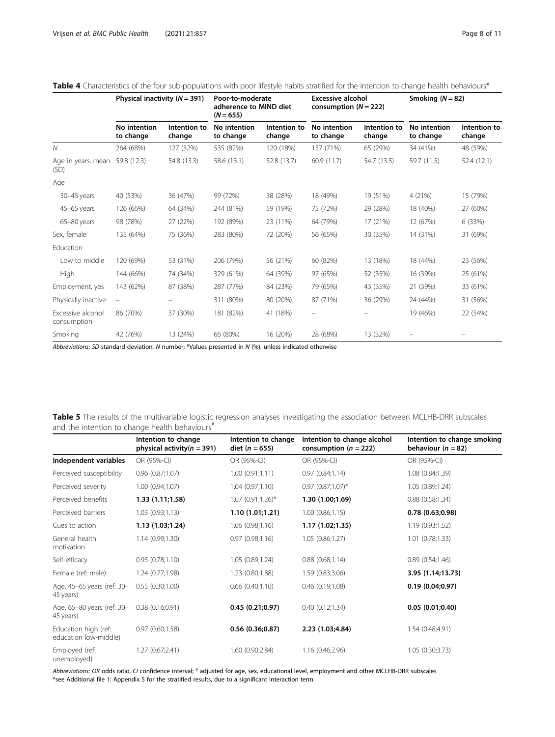**Table 4** Characteristics of the four sub-populations with poor lifestyle habits stratified for the intention to change health behaviours*

| | Physical inactivity (*N* = 391) | | Poor-to-moderate adherence to MIND diet (*N* = 655) | | Excessive alcohol consumption (*N* = 222) | | Smoking (*N* = 82) | |
|---|---|---|---|---|---|---|---|---|
| | No intention to change | Intention to change | No intention to change | Intention to change | No intention to change | Intention to change | No intention to change | Intention to change |
| *N* | 264 (68%) | 127 (32%) | 535 (82%) | 120 (18%) | 157 (71%) | 65 (29%) | 34 (41%) | 48 (59%) |
| Age in years, mean (SD) | 59.8 (12.3) | 54.8 (13.3) | 58.6 (13.1) | 52.8 (13.7) | 60.9 (11.7) | 54.7 (13.5) | 59.7 (11.5) | 52.4 (12.1) |
| Age | | | | | | | | |
| 30–45 years | 40 (53%) | 36 (47%) | 99 (72%) | 38 (28%) | 18 (49%) | 19 (51%) | 4 (21%) | 15 (79%) |
| 45–65 years | 126 (66%) | 64 (34%) | 244 (81%) | 59 (19%) | 75 (72%) | 29 (28%) | 18 (40%) | 27 (60%) |
| 65–80 years | 98 (78%) | 27 (22%) | 192 (89%) | 23 (11%) | 64 (79%) | 17 (21%) | 12 (67%) | 6 (33%) |
| Sex, female | 135 (64%) | 75 (36%) | 283 (80%) | 72 (20%) | 56 (65%) | 30 (35%) | 14 (31%) | 31 (69%) |
| Education | | | | | | | | |
| Low to middle | 120 (69%) | 53 (31%) | 206 (79%) | 56 (21%) | 60 (82%) | 13 (18%) | 18 (44%) | 23 (56%) |
| High | 144 (66%) | 74 (34%) | 329 (61%) | 64 (39%) | 97 (65%) | 52 (35%) | 16 (39%) | 25 (61%) |
| Employment, yes | 143 (62%) | 87 (38%) | 287 (77%) | 84 (23%) | 79 (65%) | 43 (35%) | 21 (39%) | 33 (61%) |
| Physically inactive | – | – | 311 (80%) | 80 (20%) | 87 (71%) | 36 (29%) | 24 (44%) | 31 (56%) |
| Excessive alcohol consumption | 86 (70%) | 37 (30%) | 181 (82%) | 41 (18%) | – | – | 19 (46%) | 22 (54%) |
| Smoking | 42 (76%) | 13 (24%) | 66 (80%) | 16 (20%) | 28 (68%) | 13 (32%) | – | – |

*Abbreviations*: *SD* standard deviation, *N* number; *Values presented in *N* (%), unless indicated otherwise

**Table 5** The results of the multivariable logistic regression analyses investigating the association between MCLHB-DRR subscales and the intention to change health behaviours[#]

| | Intention to change physical activity(*n* = 391) | Intention to change diet (*n* = 655) | Intention to change alcohol consumption (*n* = 222) | Intention to change smoking behaviour (*n* = 82) |
|---|---|---|---|---|
| **Independent variables** | OR (95%-CI) | OR (95%-CI) | OR (95%-CI) | OR (95%-CI) |
| Perceived susceptibility | 0.96 (0.87;1.07) | 1.00 (0.91;1.11) | 0.97 (0.84;1.14) | 1.08 (0.84;1.39) |
| Perceived severity | 1.00 (0.94;1.07) | 1.04 (0.97;1.10) | 0.97 (0.87;1.07)* | 1.05 (0.89;1.24) |
| Perceived benefits | **1.33 (1.11;1.58)** | 1.07 (0.91;1.26)* | **1.30 (1.00;1.69)** | 0.88 (0.58;1.34) |
| Perceived barriers | 1.03 (0.93;1.13) | **1.10 (1.01;1.21)** | 1.00 (0.86;1.15) | **0.78 (0.63;0.98)** |
| Cues to action | **1.13 (1.03;1.24)** | 1.06 (0.98;1.16) | **1.17 (1.02;1.35)** | 1.19 (0.93;1.52) |
| General health motivation | 1.14 (0.99;1.30) | 0.97 (0.98;1.16) | 1.05 (0.86;1.27) | 1.01 (0.78;1.33) |
| Self-efficacy | 0.93 (0.78;1.10) | 1.05 (0.89;1.24) | 0.88 (0.68;1.14) | 0.89 (0.54;1.46) |
| Female (ref: male) | 1.24 (0.77;1.98) | 1.23 (0.80;1.88) | 1.59 (0.83;3.06) | **3.95 (1.14;13.73)** |
| Age, 45–65 years (ref: 30–45 years) | 0.55 (0.30;1.00) | 0.66 (0.40;1.10) | 0.46 (0.19;1.08) | **0.19 (0.04;0.97)** |
| Age, 65–80 years (ref: 30–45 years) | 0.38 (0.16;0.91) | **0.45 (0.21;0.97)** | 0.40 (0.12;1.34) | **0.05 (0.01;0.40)** |
| Education high (ref: education low-middle) | 0.97 (0.60;1.58) | **0.56 (0.36;0.87)** | **2.23 (1.03;4.84)** | 1.54 (0.48;4.91) |
| Employed (ref: unemployed) | 1.27 (0.67;2.41) | 1.60 (0.90;2.84) | 1.16 (0.46;2.96) | 1.05 (0.30;3.73) |

*Abbreviations*: *OR* odds ratio, *CI* confidence interval; [#] adjusted for age, sex, educational level, employment and other MCLHB-DRR subscales
*see Additional file 1: Appendix 5 for the stratified results, due to a significant interaction term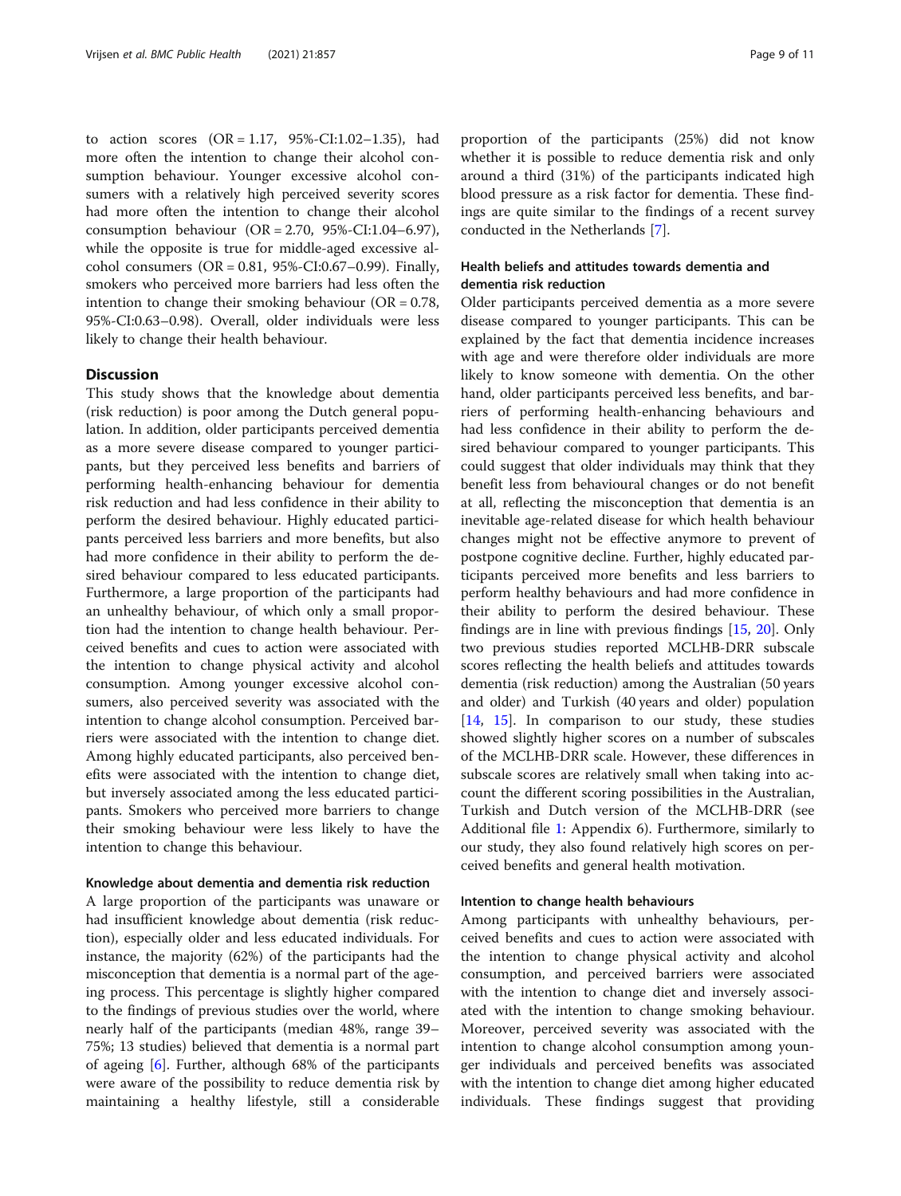to action scores (OR = 1.17, 95%-CI:1.02–1.35), had more often the intention to change their alcohol consumption behaviour. Younger excessive alcohol consumers with a relatively high perceived severity scores had more often the intention to change their alcohol consumption behaviour (OR = 2.70, 95%-CI:1.04–6.97), while the opposite is true for middle-aged excessive alcohol consumers (OR = 0.81, 95%-CI:0.67–0.99). Finally, smokers who perceived more barriers had less often the intention to change their smoking behaviour (OR = 0.78, 95%-CI:0.63–0.98). Overall, older individuals were less likely to change their health behaviour.

## Discussion

This study shows that the knowledge about dementia (risk reduction) is poor among the Dutch general population. In addition, older participants perceived dementia as a more severe disease compared to younger participants, but they perceived less benefits and barriers of performing health-enhancing behaviour for dementia risk reduction and had less confidence in their ability to perform the desired behaviour. Highly educated participants perceived less barriers and more benefits, but also had more confidence in their ability to perform the desired behaviour compared to less educated participants. Furthermore, a large proportion of the participants had an unhealthy behaviour, of which only a small proportion had the intention to change health behaviour. Perceived benefits and cues to action were associated with the intention to change physical activity and alcohol consumption. Among younger excessive alcohol consumers, also perceived severity was associated with the intention to change alcohol consumption. Perceived barriers were associated with the intention to change diet. Among highly educated participants, also perceived benefits were associated with the intention to change diet, but inversely associated among the less educated participants. Smokers who perceived more barriers to change their smoking behaviour were less likely to have the intention to change this behaviour.

### Knowledge about dementia and dementia risk reduction

A large proportion of the participants was unaware or had insufficient knowledge about dementia (risk reduction), especially older and less educated individuals. For instance, the majority (62%) of the participants had the misconception that dementia is a normal part of the ageing process. This percentage is slightly higher compared to the findings of previous studies over the world, where nearly half of the participants (median 48%, range 39–75%; 13 studies) believed that dementia is a normal part of ageing [6]. Further, although 68% of the participants were aware of the possibility to reduce dementia risk by maintaining a healthy lifestyle, still a considerable proportion of the participants (25%) did not know whether it is possible to reduce dementia risk and only around a third (31%) of the participants indicated high blood pressure as a risk factor for dementia. These findings are quite similar to the findings of a recent survey conducted in the Netherlands [7].

### Health beliefs and attitudes towards dementia and dementia risk reduction

Older participants perceived dementia as a more severe disease compared to younger participants. This can be explained by the fact that dementia incidence increases with age and were therefore older individuals are more likely to know someone with dementia. On the other hand, older participants perceived less benefits, and barriers of performing health-enhancing behaviours and had less confidence in their ability to perform the desired behaviour compared to younger participants. This could suggest that older individuals may think that they benefit less from behavioural changes or do not benefit at all, reflecting the misconception that dementia is an inevitable age-related disease for which health behaviour changes might not be effective anymore to prevent of postpone cognitive decline. Further, highly educated participants perceived more benefits and less barriers to perform healthy behaviours and had more confidence in their ability to perform the desired behaviour. These findings are in line with previous findings [15, 20]. Only two previous studies reported MCLHB-DRR subscale scores reflecting the health beliefs and attitudes towards dementia (risk reduction) among the Australian (50 years and older) and Turkish (40 years and older) population [14, 15]. In comparison to our study, these studies showed slightly higher scores on a number of subscales of the MCLHB-DRR scale. However, these differences in subscale scores are relatively small when taking into account the different scoring possibilities in the Australian, Turkish and Dutch version of the MCLHB-DRR (see Additional file 1: Appendix 6). Furthermore, similarly to our study, they also found relatively high scores on perceived benefits and general health motivation.

### Intention to change health behaviours

Among participants with unhealthy behaviours, perceived benefits and cues to action were associated with the intention to change physical activity and alcohol consumption, and perceived barriers were associated with the intention to change diet and inversely associated with the intention to change smoking behaviour. Moreover, perceived severity was associated with the intention to change alcohol consumption among younger individuals and perceived benefits was associated with the intention to change diet among higher educated individuals. These findings suggest that providing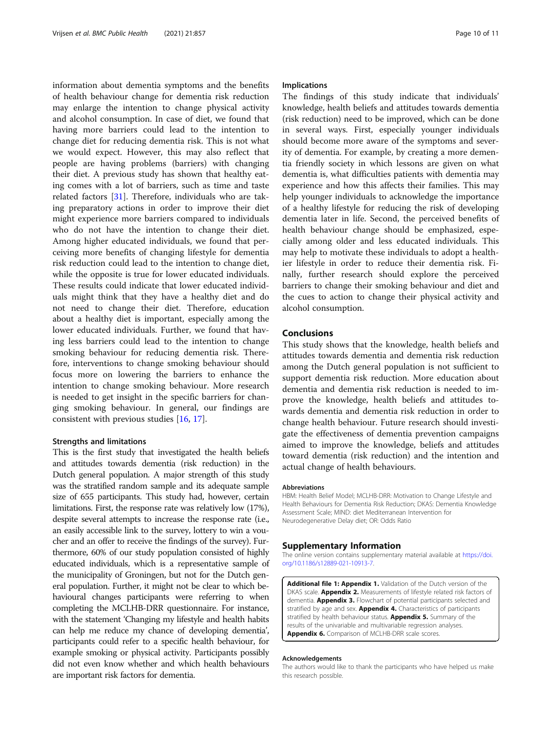information about dementia symptoms and the benefits of health behaviour change for dementia risk reduction may enlarge the intention to change physical activity and alcohol consumption. In case of diet, we found that having more barriers could lead to the intention to change diet for reducing dementia risk. This is not what we would expect. However, this may also reflect that people are having problems (barriers) with changing their diet. A previous study has shown that healthy eating comes with a lot of barriers, such as time and taste related factors [31]. Therefore, individuals who are taking preparatory actions in order to improve their diet might experience more barriers compared to individuals who do not have the intention to change their diet. Among higher educated individuals, we found that perceiving more benefits of changing lifestyle for dementia risk reduction could lead to the intention to change diet, while the opposite is true for lower educated individuals. These results could indicate that lower educated individuals might think that they have a healthy diet and do not need to change their diet. Therefore, education about a healthy diet is important, especially among the lower educated individuals. Further, we found that having less barriers could lead to the intention to change smoking behaviour for reducing dementia risk. Therefore, interventions to change smoking behaviour should focus more on lowering the barriers to enhance the intention to change smoking behaviour. More research is needed to get insight in the specific barriers for changing smoking behaviour. In general, our findings are consistent with previous studies [16, 17].

### Strengths and limitations

This is the first study that investigated the health beliefs and attitudes towards dementia (risk reduction) in the Dutch general population. A major strength of this study was the stratified random sample and its adequate sample size of 655 participants. This study had, however, certain limitations. First, the response rate was relatively low (17%), despite several attempts to increase the response rate (i.e., an easily accessible link to the survey, lottery to win a voucher and an offer to receive the findings of the survey). Furthermore, 60% of our study population consisted of highly educated individuals, which is a representative sample of the municipality of Groningen, but not for the Dutch general population. Further, it might not be clear to which behavioural changes participants were referring to when completing the MCLHB-DRR questionnaire. For instance, with the statement 'Changing my lifestyle and health habits can help me reduce my chance of developing dementia', participants could refer to a specific health behaviour, for example smoking or physical activity. Participants possibly did not even know whether and which health behaviours are important risk factors for dementia.

### Implications

The findings of this study indicate that individuals' knowledge, health beliefs and attitudes towards dementia (risk reduction) need to be improved, which can be done in several ways. First, especially younger individuals should become more aware of the symptoms and severity of dementia. For example, by creating a more dementia friendly society in which lessons are given on what dementia is, what difficulties patients with dementia may experience and how this affects their families. This may help younger individuals to acknowledge the importance of a healthy lifestyle for reducing the risk of developing dementia later in life. Second, the perceived benefits of health behaviour change should be emphasized, especially among older and less educated individuals. This may help to motivate these individuals to adopt a healthier lifestyle in order to reduce their dementia risk. Finally, further research should explore the perceived barriers to change their smoking behaviour and diet and the cues to action to change their physical activity and alcohol consumption.

## Conclusions

This study shows that the knowledge, health beliefs and attitudes towards dementia and dementia risk reduction among the Dutch general population is not sufficient to support dementia risk reduction. More education about dementia and dementia risk reduction is needed to improve the knowledge, health beliefs and attitudes towards dementia and dementia risk reduction in order to change health behaviour. Future research should investigate the effectiveness of dementia prevention campaigns aimed to improve the knowledge, beliefs and attitudes toward dementia (risk reduction) and the intention and actual change of health behaviours.

#### Abbreviations

HBM: Health Belief Model; MCLHB-DRR: Motivation to Change Lifestyle and Health Behaviours for Dementia Risk Reduction; DKAS: Dementia Knowledge Assessment Scale; MIND: diet Mediterranean Intervention for Neurodegenerative Delay diet; OR: Odds Ratio

## Supplementary Information

The online version contains supplementary material available at https://doi.org/10.1186/s12889-021-10913-7.

**Additional file 1: Appendix 1.** Validation of the Dutch version of the DKAS scale. **Appendix 2.** Measurements of lifestyle related risk factors of dementia. **Appendix 3.** Flowchart of potential participants selected and stratified by age and sex. **Appendix 4.** Characteristics of participants stratified by health behaviour status. **Appendix 5.** Summary of the results of the univariable and multivariable regression analyses. **Appendix 6.** Comparison of MCLHB-DRR scale scores.

#### Acknowledgements

The authors would like to thank the participants who have helped us make this research possible.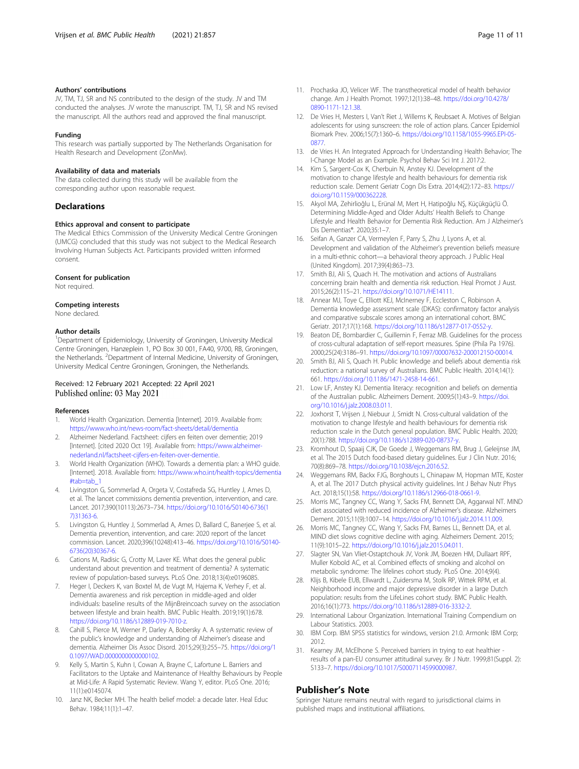### Authors' contributions

JV, TM, TJ, SR and NS contributed to the design of the study. JV and TM conducted the analyses. JV wrote the manuscript. TM, TJ, SR and NS revised the manuscript. All the authors read and approved the final manuscript.

### Funding

This research was partially supported by The Netherlands Organisation for Health Research and Development (ZonMw).

### Availability of data and materials

The data collected during this study will be available from the corresponding author upon reasonable request.

## Declarations

### Ethics approval and consent to participate

The Medical Ethics Commission of the University Medical Centre Groningen (UMCG) concluded that this study was not subject to the Medical Research Involving Human Subjects Act. Participants provided written informed consent.

### Consent for publication

Not required.

### Competing interests

None declared.

### Author details

[1]Department of Epidemiology, University of Groningen, University Medical Centre Groningen, Hanzeplein 1, PO Box 30 001, FA40, 9700, RB, Groningen, the Netherlands. [2]Department of Internal Medicine, University of Groningen, University Medical Centre Groningen, Groningen, the Netherlands.

Received: 12 February 2021 Accepted: 22 April 2021
Published online: 03 May 2021

### References

1. World Health Organization. Dementia [Internet]. 2019. Available from: https://www.who.int/news-room/fact-sheets/detail/dementia
2. Alzheimer Nederland. Factsheet: cijfers en feiten over dementie; 2019 [Internet]. [cited 2020 Oct 19]. Available from: https://www.alzheimer-nederland.nl/factsheet-cijfers-en-feiten-over-dementie.
3. World Health Organization (WHO). Towards a dementia plan: a WHO guide. [Internet]. 2018. Available from: https://www.who.int/health-topics/dementia#tab=tab_1
4. Livingston G, Sommerlad A, Orgeta V, Costafreda SG, Huntley J, Ames D, et al. The lancet commissions dementia prevention, intervention, and care. Lancet. 2017;390(10113):2673–734. https://doi.org/10.1016/S0140-6736(17)31363-6.
5. Livingston G, Huntley J, Sommerlad A, Ames D, Ballard C, Banerjee S, et al. Dementia prevention, intervention, and care: 2020 report of the lancet commission. Lancet. 2020;396(10248):413–46. https://doi.org/10.1016/S0140-6736(20)30367-6.
6. Cations M, Radisic G, Crotty M, Laver KE. What does the general public understand about prevention and treatment of dementia? A systematic review of population-based surveys. PLoS One. 2018;13(4):e0196085.
7. Heger I, Deckers K, van Boxtel M, de Vugt M, Hajema K, Verhey F, et al. Dementia awareness and risk perception in middle-aged and older individuals: baseline results of the MijnBreincoach survey on the association between lifestyle and brain health. BMC Public Health. 2019;19(1):678. https://doi.org/10.1186/s12889-019-7010-z.
8. Cahill S, Pierce M, Werner P, Darley A, Bobersky A. A systematic review of the public's knowledge and understanding of Alzheimer's disease and dementia. Alzheimer Dis Assoc Disord. 2015;29(3):255–75. https://doi.org/10.1097/WAD.0000000000000102.
9. Kelly S, Martin S, Kuhn I, Cowan A, Brayne C, Lafortune L. Barriers and Facilitators to the Uptake and Maintenance of Healthy Behaviours by People at Mid-Life: A Rapid Systematic Review. Wang Y, editor. PLoS One. 2016; 11(1):e0145074.
10. Janz NK, Becker MH. The health belief model: a decade later. Heal Educ Behav. 1984;11(1):1–47.
11. Prochaska JO, Velicer WF. The transtheoretical model of health behavior change. Am J Health Promot. 1997;12(1):38–48. https://doi.org/10.4278/0890-1171-12.1.38.
12. De Vries H, Mesters I, Van't Riet J, Willems K, Reubsaet A. Motives of Belgian adolescents for using sunscreen: the role of action plans. Cancer Epidemiol Biomark Prev. 2006;15(7):1360–6. https://doi.org/10.1158/1055-9965.EPI-05-0877.
13. de Vries H. An Integrated Approach for Understanding Health Behavior; The I-Change Model as an Example. Psychol Behav Sci Int J. 2017:2.
14. Kim S, Sargent-Cox K, Cherbuin N, Anstey KJ. Development of the motivation to change lifestyle and health behaviours for dementia risk reduction scale. Dement Geriatr Cogn Dis Extra. 2014;4(2):172–83. https://doi.org/10.1159/000362228.
15. Akyol MA, Zehirlioğlu L, Erünal M, Mert H, Hatipoğlu NŞ, Küçükgüçlü Ö. Determining Middle-Aged and Older Adults' Health Beliefs to Change Lifestyle and Health Behavior for Dementia Risk Reduction. Am J Alzheimer's Dis Dementias®. 2020;35:1–7.
16. Seifan A, Ganzer CA, Vermeylen F, Parry S, Zhu J, Lyons A, et al. Development and validation of the Alzheimer's prevention beliefs measure in a multi-ethnic cohort—a behavioral theory approach. J Public Heal (United Kingdom). 2017;39(4):863–73.
17. Smith BJ, Ali S, Quach H. The motivation and actions of Australians concerning brain health and dementia risk reduction. Heal Promot J Aust. 2015;26(2):115–21. https://doi.org/10.1071/HE14111.
18. Annear MJ, Toye C, Elliott KEJ, McInerney F, Eccleston C, Robinson A. Dementia knowledge assessment scale (DKAS): confirmatory factor analysis and comparative subscale scores among an international cohort. BMC Geriatr. 2017;17(1):168. https://doi.org/10.1186/s12877-017-0552-y.
19. Beaton DE, Bombardier C, Guillemin F, Ferraz MB. Guidelines for the process of cross-cultural adaptation of self-report measures. Spine (Phila Pa 1976). 2000;25(24):3186–91. https://doi.org/10.1097/00007632-200012150-00014.
20. Smith BJ, Ali S, Quach H. Public knowledge and beliefs about dementia risk reduction: a national survey of Australians. BMC Public Health. 2014;14(1): 661. https://doi.org/10.1186/1471-2458-14-661.
21. Low LF, Anstey KJ. Dementia literacy: recognition and beliefs on dementia of the Australian public. Alzheimers Dement. 2009;5(1):43–9. https://doi.org/10.1016/j.jalz.2008.03.011.
22. Joxhorst T, Vrijsen J, Niebuur J, Smidt N. Cross-cultural validation of the motivation to change lifestyle and health behaviours for dementia risk reduction scale in the Dutch general population. BMC Public Health. 2020; 20(1):788. https://doi.org/10.1186/s12889-020-08737-y.
23. Kromhout D, Spaaij CJK, De Goede J, Weggemans RM, Brug J, Geleijnse JM, et al. The 2015 Dutch food-based dietary guidelines. Eur J Clin Nutr. 2016; 70(8):869–78. https://doi.org/10.1038/ejcn.2016.52.
24. Weggemans RM, Backx FJG, Borghouts L, Chinapaw M, Hopman MTE, Koster A, et al. The 2017 Dutch physical activity guidelines. Int J Behav Nutr Phys Act. 2018;15(1):58. https://doi.org/10.1186/s12966-018-0661-9.
25. Morris MC, Tangney CC, Wang Y, Sacks FM, Bennett DA, Aggarwal NT. MIND diet associated with reduced incidence of Alzheimer's disease. Alzheimers Dement. 2015;11(9):1007–14. https://doi.org/10.1016/j.jalz.2014.11.009.
26. Morris MC, Tangney CC, Wang Y, Sacks FM, Barnes LL, Bennett DA, et al. MIND diet slows cognitive decline with aging. Alzheimers Dement. 2015; 11(9):1015–22. https://doi.org/10.1016/j.jalz.2015.04.011.
27. Slagter SN, Van Vliet-Ostaptchouk JV, Vonk JM, Boezen HM, Dullaart RPF, Muller Kobold AC, et al. Combined effects of smoking and alcohol on metabolic syndrome: The lifelines cohort study. PLoS One. 2014;9(4).
28. Klijs B, Kibele EUB, Ellwardt L, Zuidersma M, Stolk RP, Wittek RPM, et al. Neighborhood income and major depressive disorder in a large Dutch population: results from the LifeLines cohort study. BMC Public Health. 2016;16(1):773. https://doi.org/10.1186/s12889-016-3332-2.
29. International Labour Organization. International Training Compendium on Labour Statistics. 2003.
30. IBM Corp. IBM SPSS statistics for windows, version 21.0. Armonk: IBM Corp; 2012.
31. Kearney JM, McElhone S. Perceived barriers in trying to eat healthier - results of a pan-EU consumer attitudinal survey. Br J Nutr. 1999;81(Suppl. 2): S133–7. https://doi.org/10.1017/S0007114599000987.

## Publisher's Note

Springer Nature remains neutral with regard to jurisdictional claims in published maps and institutional affiliations.